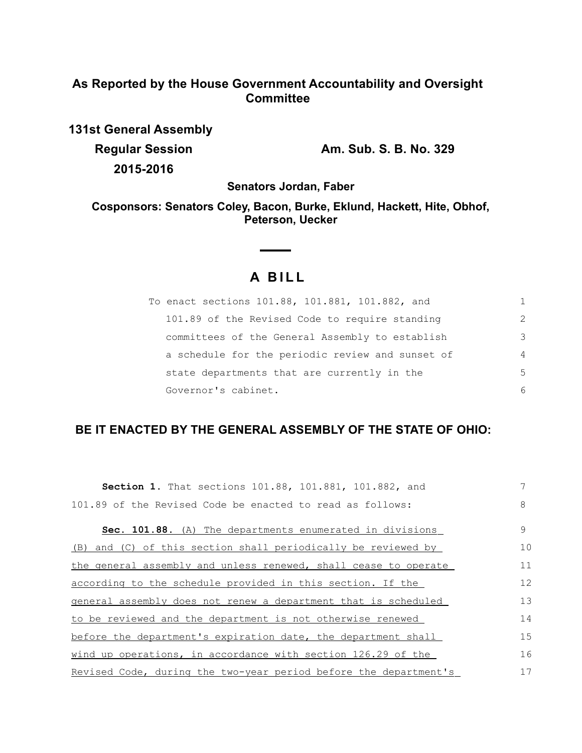**As Reported by the House Government Accountability and Oversight Committee**

**131st General Assembly**

**Regular Session**

**2015-2016**

**Am. Sub. S. B. No. 329**

**Senators Jordan, Faber**

**Cosponsors: Senators Coley, Bacon, Burke, Eklund, Hackett, Hite, Obhof, Peterson, Uecker**

# A BILL

To enact sections 101.88, 101.881, 101.882, and 101.89 of the Revised Code to require standing committees of the General Assembly to establish a schedule for the periodic review and sunset of state departments that are currently in the Governor's cabinet.

## BE IT ENACTED BY THE GENERAL ASSEMBLY OF THE STATE OF OHIO:

**Section 1.** That sections 101.88, 101.881, 101.882, and 101.89 of the Revised Code be enacted to read as follows:

**Sec. 101.88.** (A) The departments enumerated in divisions (B) and (C) of this section shall periodically be reviewed by the general assembly and unless renewed, shall cease to operate according to the schedule provided in this section. If the general assembly does not renew a department that is scheduled to be reviewed and the department is not otherwise renewed before the department's expiration date, the department shall wind up operations, in accordance with section 126.29 of the Revised Code, during the two-year period before the department's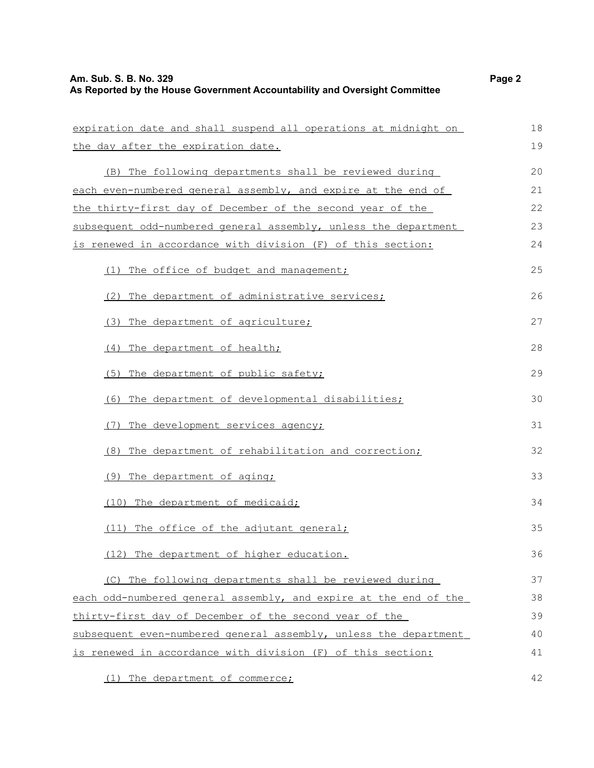expiration date and shall suspend all operations at midnight on the day after the expiration date.

(B) The following departments shall be reviewed during each even-numbered general assembly, and expire at the end of the thirty-first day of December of the second year of the subsequent odd-numbered general assembly, unless the department is renewed in accordance with division (F) of this section:

(1) The office of budget and management;

(2) The department of administrative services;

(3) The department of agriculture;

(4) The department of health;

(5) The department of public safety;

(6) The department of developmental disabilities;

(7) The development services agency;

(8) The department of rehabilitation and correction;

(9) The department of aging;

(10) The department of medicaid;

(11) The office of the adjutant general;

(12) The department of higher education.

(C) The following departments shall be reviewed during each odd-numbered general assembly, and expire at the end of the thirty-first day of December of the second year of the subsequent even-numbered general assembly, unless the department is renewed in accordance with division (F) of this section:

(1) The department of commerce;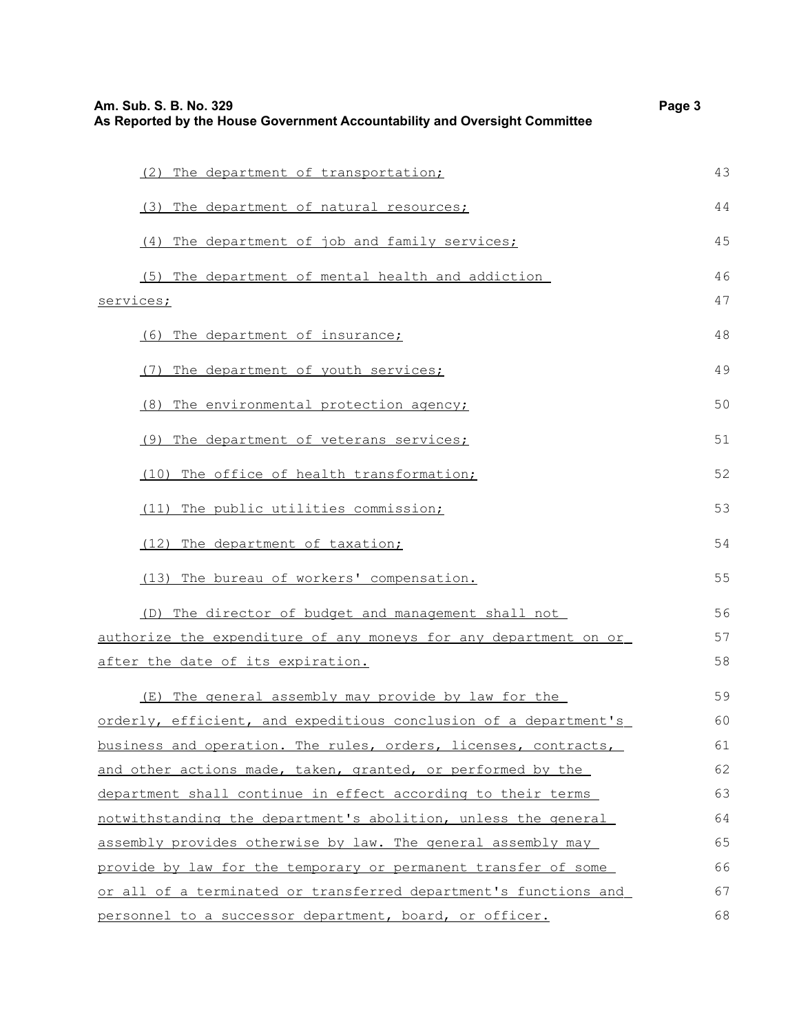(2) The department of transportation;

(3) The department of natural resources;

(4) The department of job and family services;

(5) The department of mental health and addiction services;

(6) The department of insurance;

(7) The department of youth services;

(8) The environmental protection agency;

(9) The department of veterans services;

(10) The office of health transformation;

(11) The public utilities commission;

(12) The department of taxation;

(13) The bureau of workers' compensation.

(D) The director of budget and management shall not authorize the expenditure of any moneys for any department on or after the date of its expiration.

(E) The general assembly may provide by law for the orderly, efficient, and expeditious conclusion of a department's business and operation. The rules, orders, licenses, contracts, and other actions made, taken, granted, or performed by the department shall continue in effect according to their terms notwithstanding the department's abolition, unless the general assembly provides otherwise by law. The general assembly may provide by law for the temporary or permanent transfer of some or all of a terminated or transferred department's functions and personnel to a successor department, board, or officer.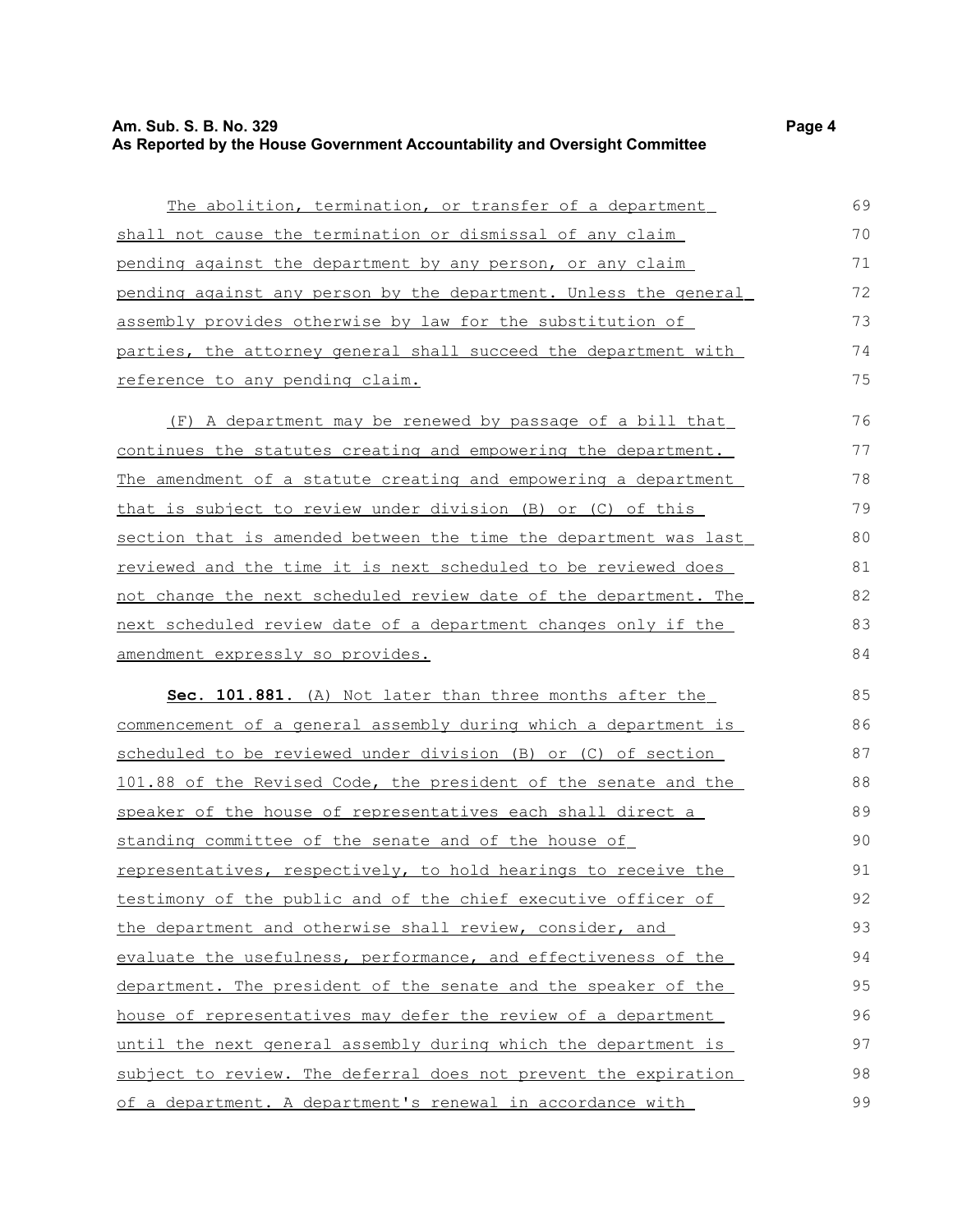The abolition, termination, or transfer of a department shall not cause the termination or dismissal of any claim pending against the department by any person, or any claim pending against any person by the department. Unless the general assembly provides otherwise by law for the substitution of parties, the attorney general shall succeed the department with reference to any pending claim.

(F) A department may be renewed by passage of a bill that continues the statutes creating and empowering the department. The amendment of a statute creating and empowering a department that is subject to review under division (B) or (C) of this section that is amended between the time the department was last reviewed and the time it is next scheduled to be reviewed does not change the next scheduled review date of the department. The next scheduled review date of a department changes only if the amendment expressly so provides.

**Sec. 101.881.** (A) Not later than three months after the commencement of a general assembly during which a department is scheduled to be reviewed under division (B) or (C) of section 101.88 of the Revised Code, the president of the senate and the speaker of the house of representatives each shall direct a standing committee of the senate and of the house of representatives, respectively, to hold hearings to receive the testimony of the public and of the chief executive officer of the department and otherwise shall review, consider, and evaluate the usefulness, performance, and effectiveness of the department. The president of the senate and the speaker of the house of representatives may defer the review of a department until the next general assembly during which the department is subject to review. The deferral does not prevent the expiration of a department. A department's renewal in accordance with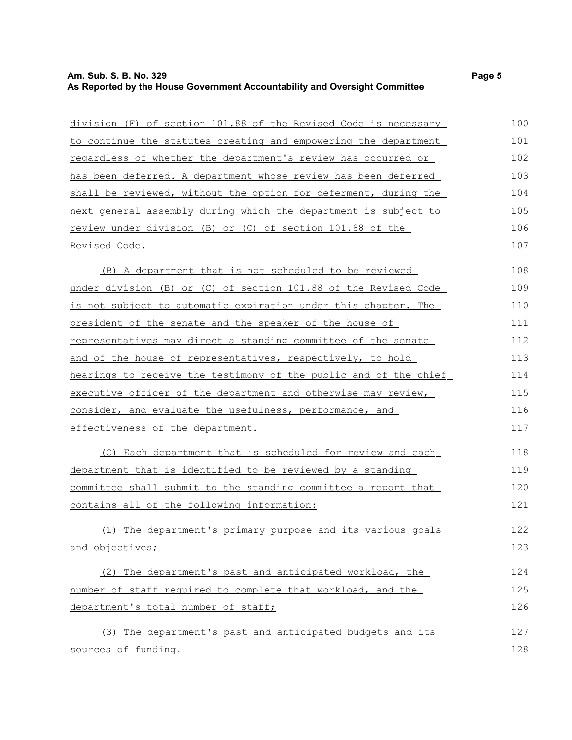division (F) of section 101.88 of the Revised Code is necessary to continue the statutes creating and empowering the department regardless of whether the department's review has occurred or has been deferred. A department whose review has been deferred shall be reviewed, without the option for deferment, during the next general assembly during which the department is subject to review under division (B) or (C) of section 101.88 of the Revised Code.

(B) A department that is not scheduled to be reviewed under division (B) or (C) of section 101.88 of the Revised Code is not subject to automatic expiration under this chapter. The president of the senate and the speaker of the house of representatives may direct a standing committee of the senate and of the house of representatives, respectively, to hold hearings to receive the testimony of the public and of the chief executive officer of the department and otherwise may review, consider, and evaluate the usefulness, performance, and effectiveness of the department.

(C) Each department that is scheduled for review and each department that is identified to be reviewed by a standing committee shall submit to the standing committee a report that contains all of the following information:

(1) The department's primary purpose and its various goals and objectives;

(2) The department's past and anticipated workload, the number of staff required to complete that workload, and the department's total number of staff;

(3) The department's past and anticipated budgets and its sources of funding.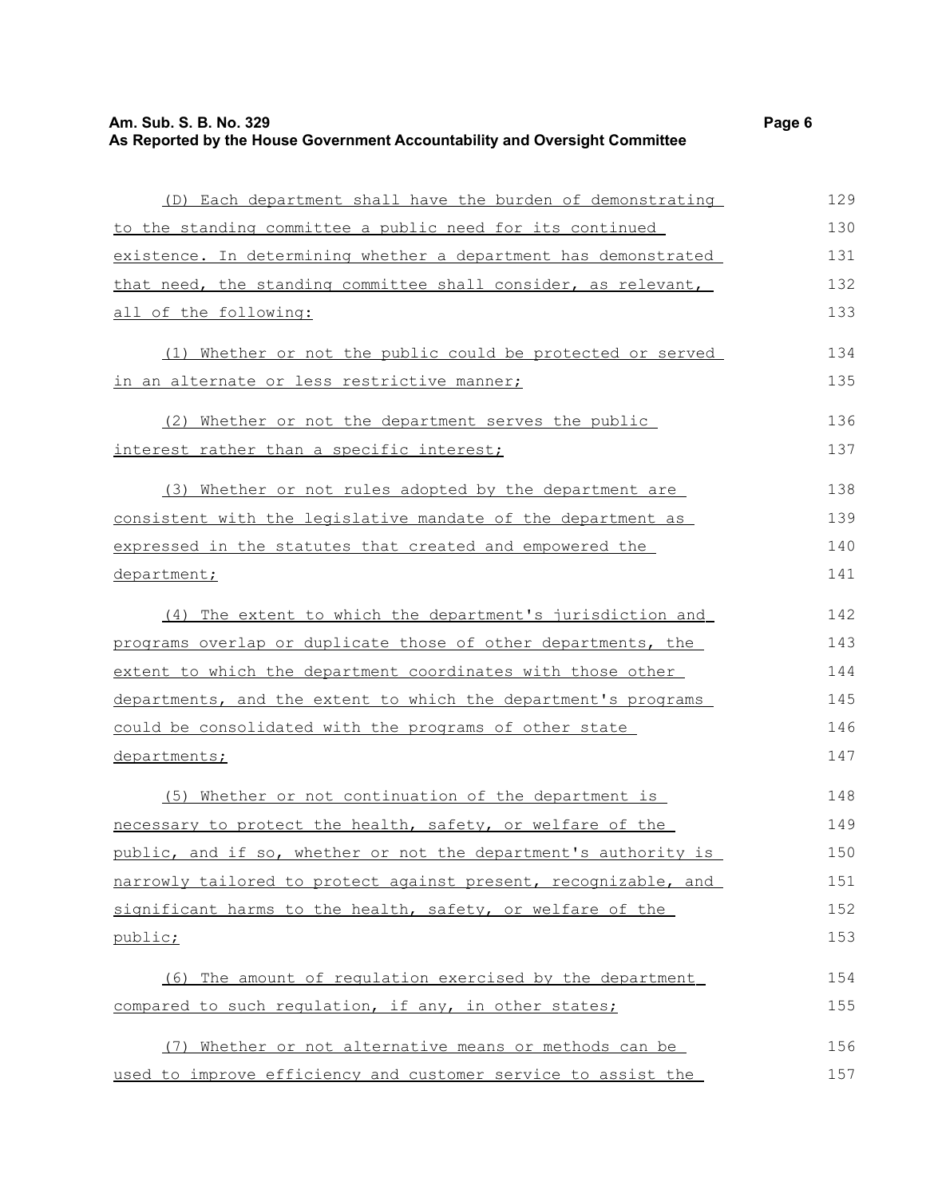(D) Each department shall have the burden of demonstrating to the standing committee a public need for its continued existence. In determining whether a department has demonstrated that need, the standing committee shall consider, as relevant, all of the following:

(1) Whether or not the public could be protected or served in an alternate or less restrictive manner;

(2) Whether or not the department serves the public interest rather than a specific interest;

(3) Whether or not rules adopted by the department are consistent with the legislative mandate of the department as expressed in the statutes that created and empowered the department;

(4) The extent to which the department's jurisdiction and programs overlap or duplicate those of other departments, the extent to which the department coordinates with those other departments, and the extent to which the department's programs could be consolidated with the programs of other state departments;

(5) Whether or not continuation of the department is necessary to protect the health, safety, or welfare of the public, and if so, whether or not the department's authority is narrowly tailored to protect against present, recognizable, and significant harms to the health, safety, or welfare of the public;

(6) The amount of regulation exercised by the department compared to such regulation, if any, in other states;

(7) Whether or not alternative means or methods can be used to improve efficiency and customer service to assist the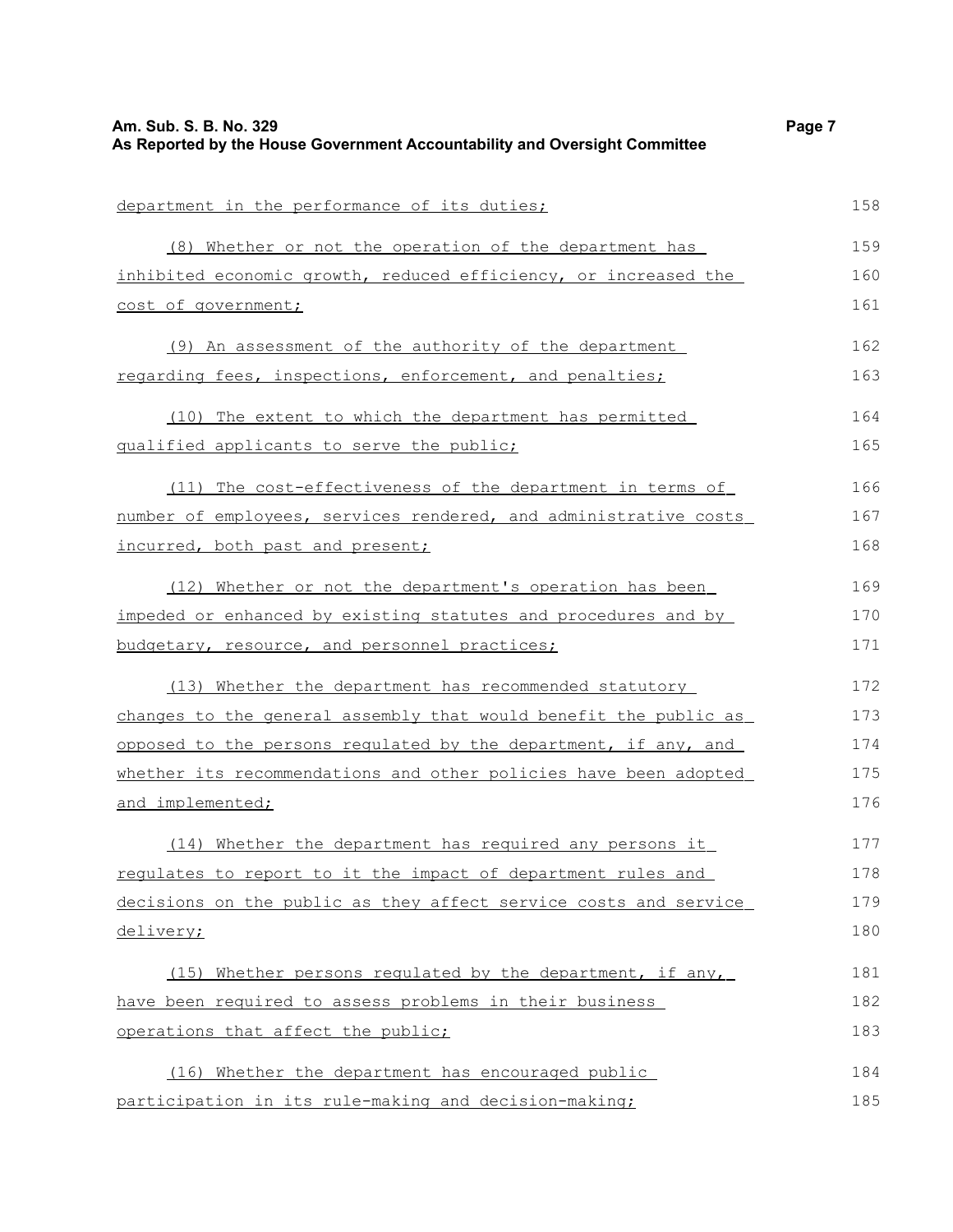department in the performance of its duties;

(8) Whether or not the operation of the department has inhibited economic growth, reduced efficiency, or increased the cost of government;

(9) An assessment of the authority of the department regarding fees, inspections, enforcement, and penalties;

(10) The extent to which the department has permitted qualified applicants to serve the public;

(11) The cost-effectiveness of the department in terms of number of employees, services rendered, and administrative costs incurred, both past and present;

(12) Whether or not the department's operation has been impeded or enhanced by existing statutes and procedures and by budgetary, resource, and personnel practices;

(13) Whether the department has recommended statutory changes to the general assembly that would benefit the public as opposed to the persons regulated by the department, if any, and whether its recommendations and other policies have been adopted and implemented;

(14) Whether the department has required any persons it regulates to report to it the impact of department rules and decisions on the public as they affect service costs and service delivery;

(15) Whether persons regulated by the department, if any, have been required to assess problems in their business operations that affect the public;

(16) Whether the department has encouraged public participation in its rule-making and decision-making;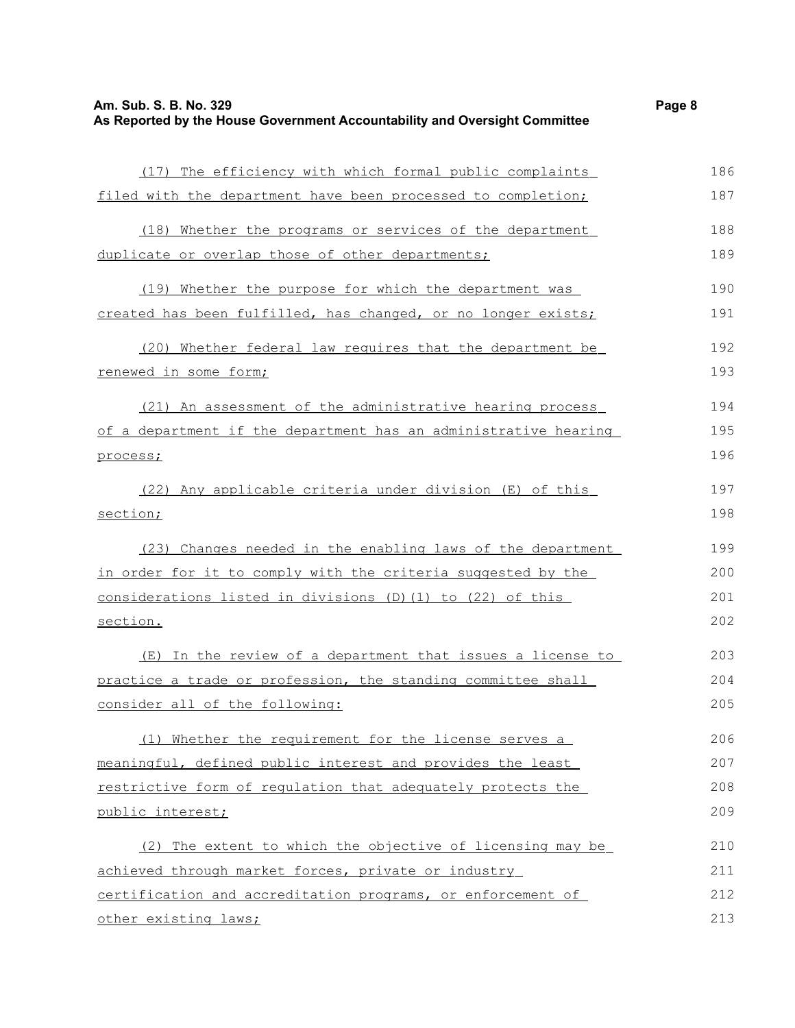(17) The efficiency with which formal public complaints filed with the department have been processed to completion;

(18) Whether the programs or services of the department duplicate or overlap those of other departments;

(19) Whether the purpose for which the department was created has been fulfilled, has changed, or no longer exists;

(20) Whether federal law requires that the department be renewed in some form;

(21) An assessment of the administrative hearing process of a department if the department has an administrative hearing process;

(22) Any applicable criteria under division (E) of this section;

(23) Changes needed in the enabling laws of the department in order for it to comply with the criteria suggested by the considerations listed in divisions (D)(1) to (22) of this section.

(E) In the review of a department that issues a license to practice a trade or profession, the standing committee shall consider all of the following:

(1) Whether the requirement for the license serves a meaningful, defined public interest and provides the least restrictive form of regulation that adequately protects the public interest;

(2) The extent to which the objective of licensing may be achieved through market forces, private or industry certification and accreditation programs, or enforcement of other existing laws;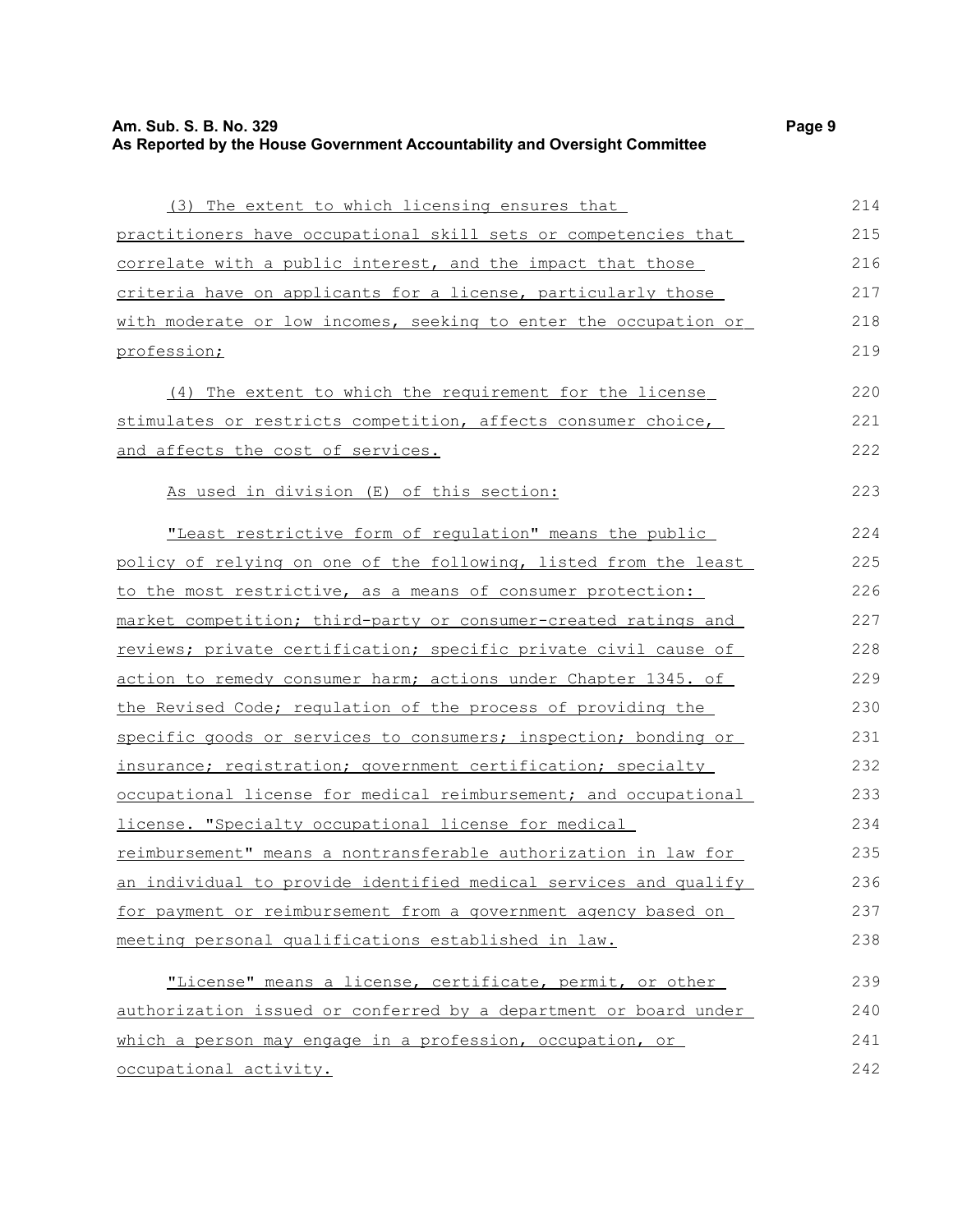(3) The extent to which licensing ensures that practitioners have occupational skill sets or competencies that correlate with a public interest, and the impact that those criteria have on applicants for a license, particularly those with moderate or low incomes, seeking to enter the occupation or profession;

(4) The extent to which the requirement for the license stimulates or restricts competition, affects consumer choice, and affects the cost of services.

As used in division (E) of this section:

"Least restrictive form of regulation" means the public policy of relying on one of the following, listed from the least to the most restrictive, as a means of consumer protection: market competition; third-party or consumer-created ratings and reviews; private certification; specific private civil cause of action to remedy consumer harm; actions under Chapter 1345. of the Revised Code; regulation of the process of providing the specific goods or services to consumers; inspection; bonding or insurance; registration; government certification; specialty occupational license for medical reimbursement; and occupational license. "Specialty occupational license for medical reimbursement" means a nontransferable authorization in law for an individual to provide identified medical services and qualify for payment or reimbursement from a government agency based on meeting personal qualifications established in law.

"License" means a license, certificate, permit, or other authorization issued or conferred by a department or board under which a person may engage in a profession, occupation, or occupational activity.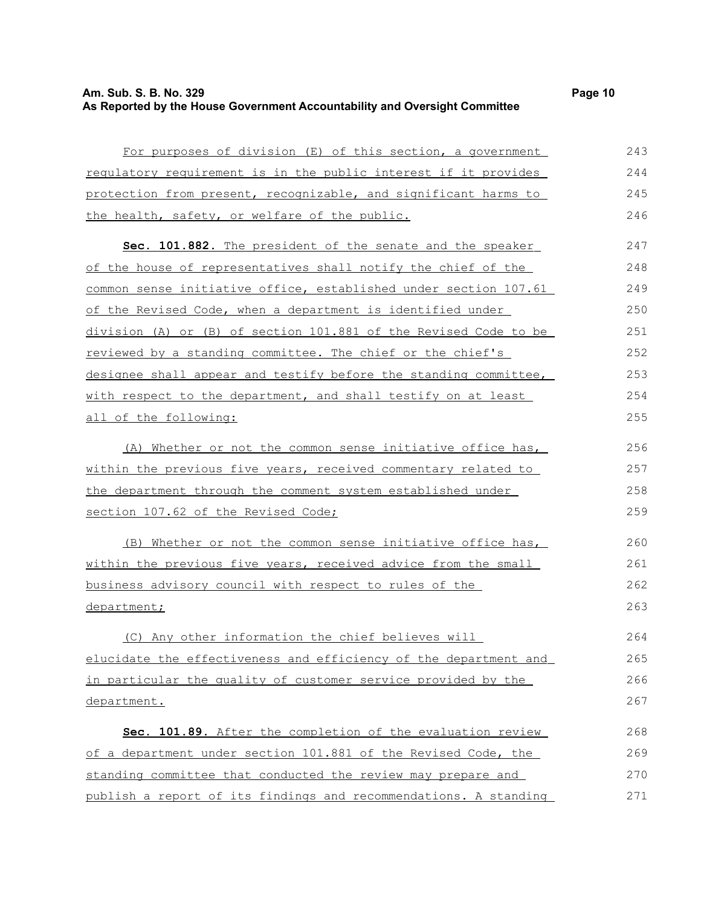For purposes of division (E) of this section, a government regulatory requirement is in the public interest if it provides protection from present, recognizable, and significant harms to the health, safety, or welfare of the public.

**Sec. 101.882.** The president of the senate and the speaker of the house of representatives shall notify the chief of the common sense initiative office, established under section 107.61 of the Revised Code, when a department is identified under division (A) or (B) of section 101.881 of the Revised Code to be reviewed by a standing committee. The chief or the chief's designee shall appear and testify before the standing committee, with respect to the department, and shall testify on at least all of the following:

(A) Whether or not the common sense initiative office has, within the previous five years, received commentary related to the department through the comment system established under section 107.62 of the Revised Code;

(B) Whether or not the common sense initiative office has, within the previous five years, received advice from the small business advisory council with respect to rules of the department;

(C) Any other information the chief believes will elucidate the effectiveness and efficiency of the department and in particular the quality of customer service provided by the department.

**Sec. 101.89.** After the completion of the evaluation review of a department under section 101.881 of the Revised Code, the standing committee that conducted the review may prepare and publish a report of its findings and recommendations. A standing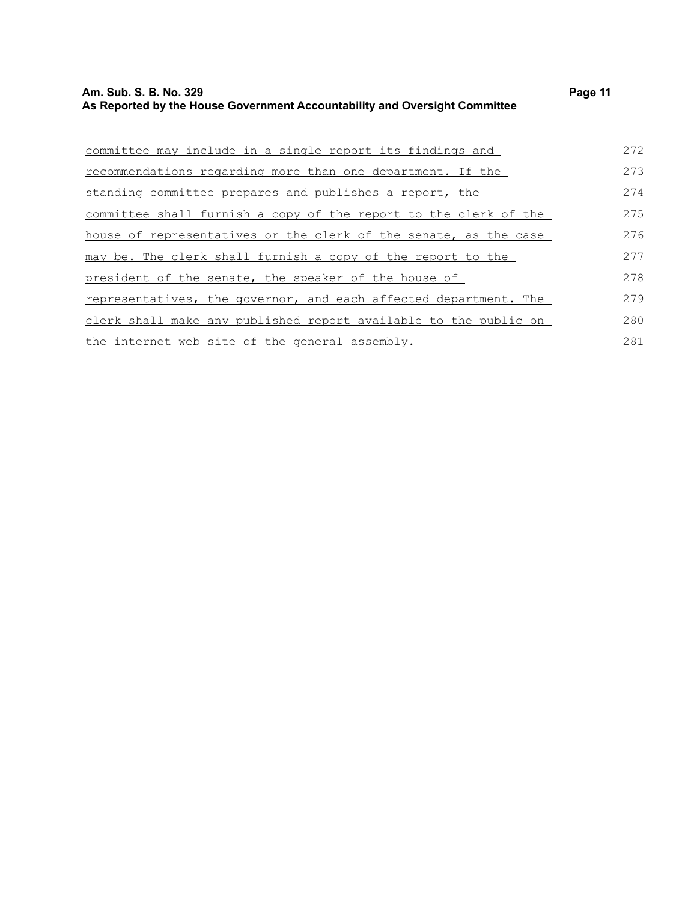committee may include in a single report its findings and recommendations regarding more than one department. If the standing committee prepares and publishes a report, the committee shall furnish a copy of the report to the clerk of the house of representatives or the clerk of the senate, as the case may be. The clerk shall furnish a copy of the report to the president of the senate, the speaker of the house of representatives, the governor, and each affected department. The clerk shall make any published report available to the public on the internet web site of the general assembly.